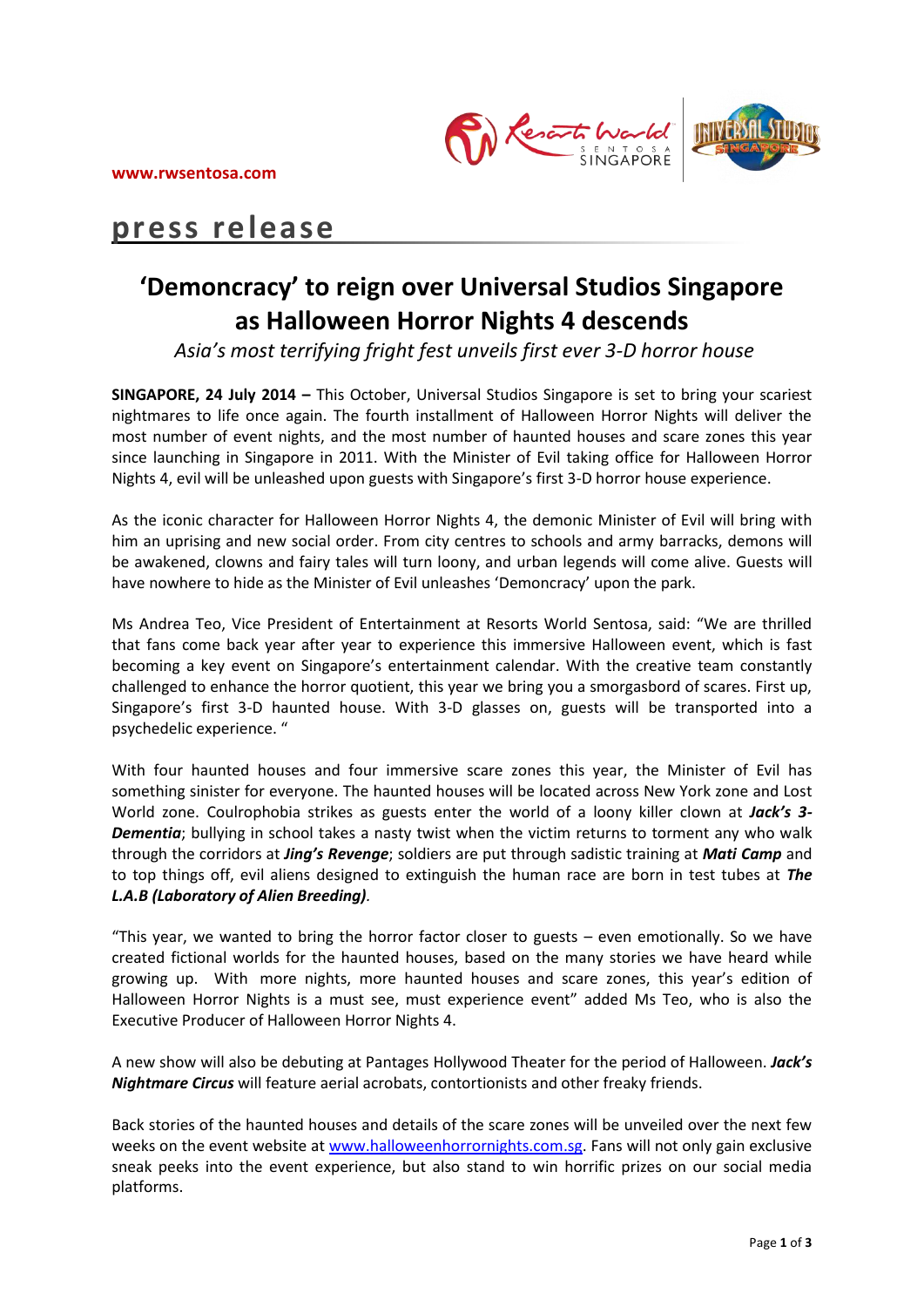www.rwsentosa.com

# press release

## ‘Demoncracy’ to reign over Universal Studios Singapore as Halloween Horror Nights 4 descends

*Asia’s most terrifying fright fest unveils first ever 3-D horror house*

**SINGAPORE, 24 July 2014 –** This October, Universal Studios Singapore is set to bring your scariest nightmares to life once again. The fourth installment of Halloween Horror Nights will deliver the most number of event nights, and the most number of haunted houses and scare zones this year since launching in Singapore in 2011. With the Minister of Evil taking office for Halloween Horror Nights 4, evil will be unleashed upon guests with Singapore’s first 3-D horror house experience.

As the iconic character for Halloween Horror Nights 4, the demonic Minister of Evil will bring with him an uprising and new social order. From city centres to schools and army barracks, demons will be awakened, clowns and fairy tales will turn loony, and urban legends will come alive. Guests will have nowhere to hide as the Minister of Evil unleashes ‘Demoncracy’ upon the park.

Ms Andrea Teo, Vice President of Entertainment at Resorts World Sentosa, said: “We are thrilled that fans come back year after year to experience this immersive Halloween event, which is fast becoming a key event on Singapore’s entertainment calendar. With the creative team constantly challenged to enhance the horror quotient, this year we bring you a smorgasbord of scares. First up, Singapore’s first 3-D haunted house. With 3-D glasses on, guests will be transported into a psychedelic experience. “

With four haunted houses and four immersive scare zones this year, the Minister of Evil has something sinister for everyone. The haunted houses will be located across New York zone and Lost World zone. Coulrophobia strikes as guests enter the world of a loony killer clown at ***Jack’s 3-Dementia***; bullying in school takes a nasty twist when the victim returns to torment any who walk through the corridors at ***Jing’s Revenge***; soldiers are put through sadistic training at ***Mati Camp*** and to top things off, evil aliens designed to extinguish the human race are born in test tubes at ***The L.A.B (Laboratory of Alien Breeding)***.

“This year, we wanted to bring the horror factor closer to guests – even emotionally. So we have created fictional worlds for the haunted houses, based on the many stories we have heard while growing up. With more nights, more haunted houses and scare zones, this year’s edition of Halloween Horror Nights is a must see, must experience event” added Ms Teo, who is also the Executive Producer of Halloween Horror Nights 4.

A new show will also be debuting at Pantages Hollywood Theater for the period of Halloween. ***Jack’s Nightmare Circus*** will feature aerial acrobats, contortionists and other freaky friends.

Back stories of the haunted houses and details of the scare zones will be unveiled over the next few weeks on the event website at [www.halloweenhorrornights.com.sg](www.halloweenhorrornights.com.sg). Fans will not only gain exclusive sneak peeks into the event experience, but also stand to win horrific prizes on our social media platforms.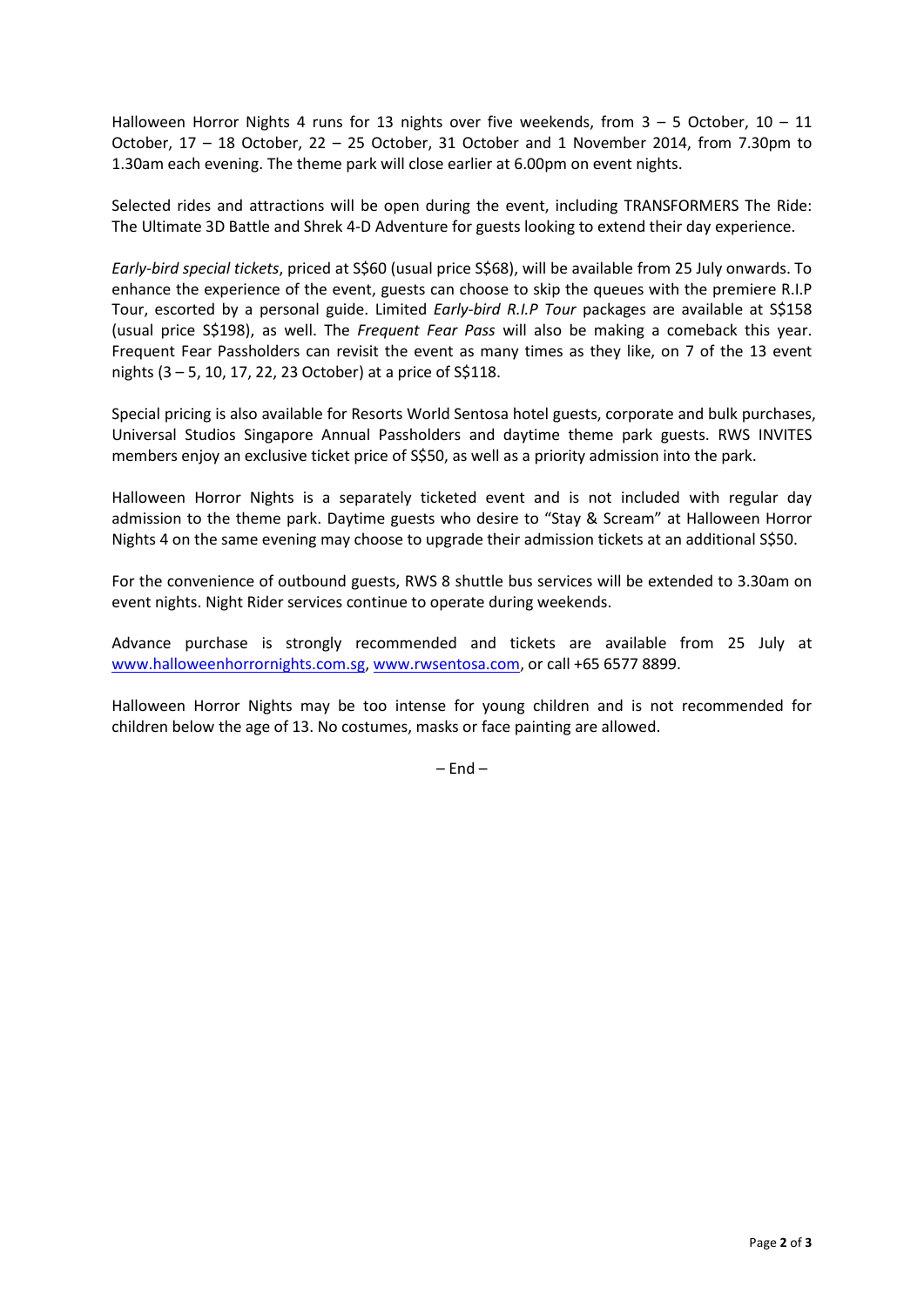Halloween Horror Nights 4 runs for 13 nights over five weekends, from 3 – 5 October, 10 – 11 October, 17 – 18 October, 22 – 25 October, 31 October and 1 November 2014, from 7.30pm to 1.30am each evening. The theme park will close earlier at 6.00pm on event nights.

Selected rides and attractions will be open during the event, including TRANSFORMERS The Ride: The Ultimate 3D Battle and Shrek 4-D Adventure for guests looking to extend their day experience.

*Early-bird special tickets*, priced at S$60 (usual price S$68), will be available from 25 July onwards. To enhance the experience of the event, guests can choose to skip the queues with the premiere R.I.P Tour, escorted by a personal guide. Limited *Early-bird R.I.P Tour* packages are available at S$158 (usual price S$198), as well. The *Frequent Fear Pass* will also be making a comeback this year. Frequent Fear Passholders can revisit the event as many times as they like, on 7 of the 13 event nights (3 – 5, 10, 17, 22, 23 October) at a price of S$118.

Special pricing is also available for Resorts World Sentosa hotel guests, corporate and bulk purchases, Universal Studios Singapore Annual Passholders and daytime theme park guests. RWS INVITES members enjoy an exclusive ticket price of S$50, as well as a priority admission into the park.

Halloween Horror Nights is a separately ticketed event and is not included with regular day admission to the theme park. Daytime guests who desire to "Stay & Scream" at Halloween Horror Nights 4 on the same evening may choose to upgrade their admission tickets at an additional S$50.

For the convenience of outbound guests, RWS 8 shuttle bus services will be extended to 3.30am on event nights. Night Rider services continue to operate during weekends.

Advance purchase is strongly recommended and tickets are available from 25 July at [www.halloweenhorrornights.com.sg](http://www.halloweenhorrornights.com.sg), [www.rwsentosa.com](http://www.rwsentosa.com), or call +65 6577 8899.

Halloween Horror Nights may be too intense for young children and is not recommended for children below the age of 13. No costumes, masks or face painting are allowed.

– End –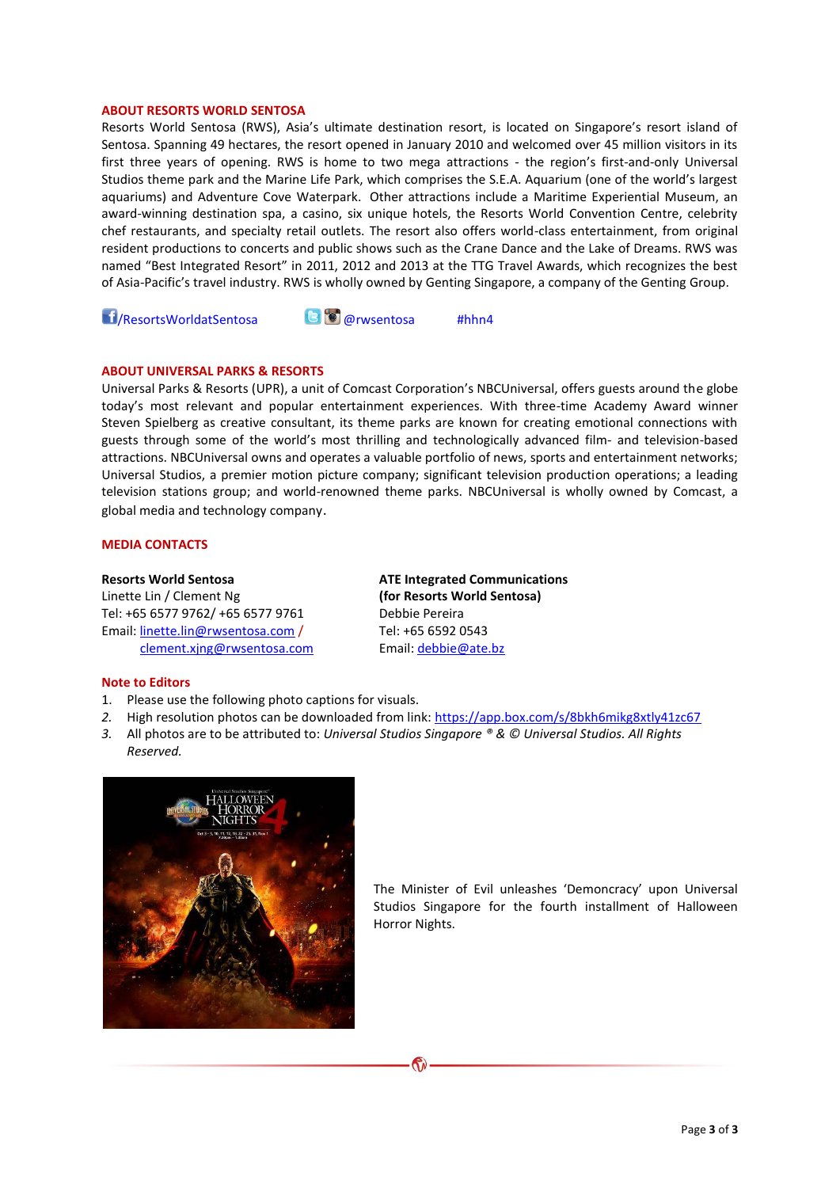## ABOUT RESORTS WORLD SENTOSA

Resorts World Sentosa (RWS), Asia's ultimate destination resort, is located on Singapore's resort island of Sentosa. Spanning 49 hectares, the resort opened in January 2010 and welcomed over 45 million visitors in its first three years of opening. RWS is home to two mega attractions - the region's first-and-only Universal Studios theme park and the Marine Life Park, which comprises the S.E.A. Aquarium (one of the world's largest aquariums) and Adventure Cove Waterpark. Other attractions include a Maritime Experiential Museum, an award-winning destination spa, a casino, six unique hotels, the Resorts World Convention Centre, celebrity chef restaurants, and specialty retail outlets. The resort also offers world-class entertainment, from original resident productions to concerts and public shows such as the Crane Dance and the Lake of Dreams. RWS was named "Best Integrated Resort" in 2011, 2012 and 2013 at the TTG Travel Awards, which recognizes the best of Asia-Pacific's travel industry. RWS is wholly owned by Genting Singapore, a company of the Genting Group.

/ResortsWorldatSentosa @rwsentosa #hhn4

## ABOUT UNIVERSAL PARKS & RESORTS

Universal Parks & Resorts (UPR), a unit of Comcast Corporation's NBCUniversal, offers guests around the globe today's most relevant and popular entertainment experiences. With three-time Academy Award winner Steven Spielberg as creative consultant, its theme parks are known for creating emotional connections with guests through some of the world's most thrilling and technologically advanced film- and television-based attractions. NBCUniversal owns and operates a valuable portfolio of news, sports and entertainment networks; Universal Studios, a premier motion picture company; significant television production operations; a leading television stations group; and world-renowned theme parks. NBCUniversal is wholly owned by Comcast, a global media and technology company.

## MEDIA CONTACTS

**Resorts World Sentosa**
Linette Lin / Clement Ng
Tel: +65 6577 9762/ +65 6577 9761
Email: linette.lin@rwsentosa.com / clement.xjng@rwsentosa.com

**ATE Integrated Communications**
**(for Resorts World Sentosa)**
Debbie Pereira
Tel: +65 6592 0543
Email: debbie@ate.bz

## Note to Editors

1. Please use the following photo captions for visuals.
2. High resolution photos can be downloaded from link: https://app.box.com/s/8bkh6mikg8xtly41zc67
3. All photos are to be attributed to: *Universal Studios Singapore ® & © Universal Studios. All Rights Reserved.*

The Minister of Evil unleashes 'Demoncracy' upon Universal Studios Singapore for the fourth installment of Halloween Horror Nights.